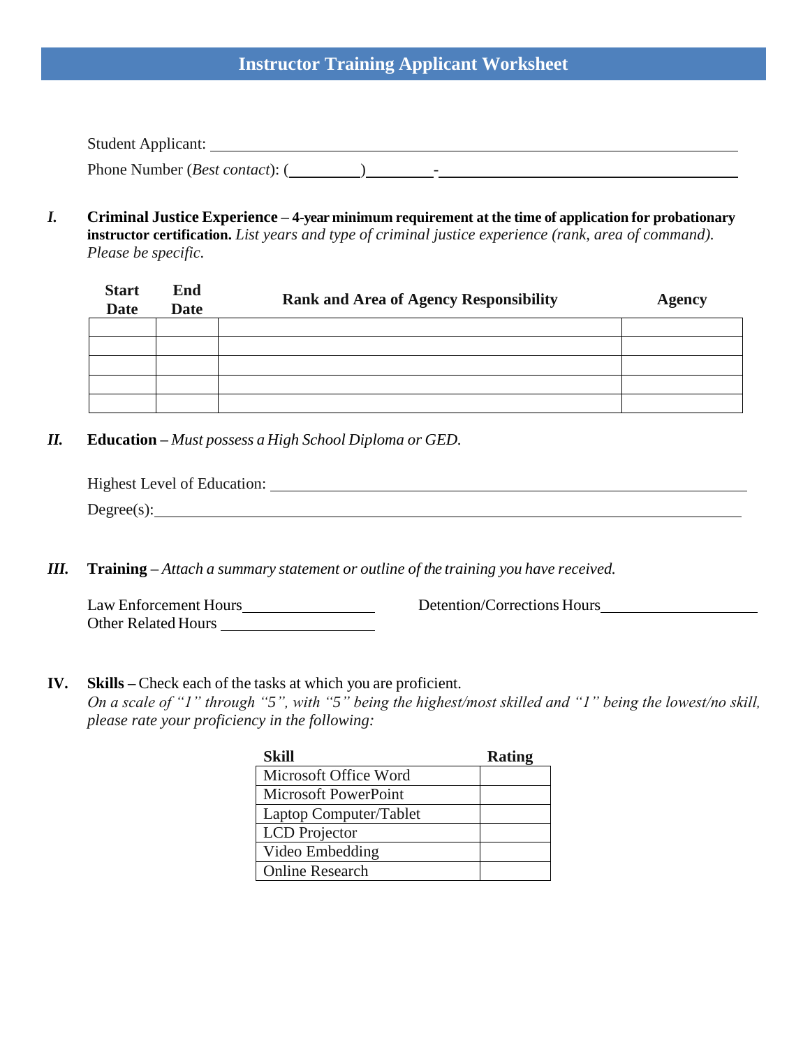# Instructor Training Applicant Worksheet

Student Applicant: \_\_\_\_\_\_\_\_\_\_\_\_\_\_\_\_\_\_\_\_\_\_\_\_\_\_\_\_\_\_\_\_\_\_\_\_\_\_\_\_\_\_\_\_

Phone Number (*Best contact*): (\_\_\_\_\_\_\_\_\_)\_\_\_\_\_\_\_\_\_-\_\_\_\_\_\_\_\_\_\_\_\_\_\_\_\_\_\_\_\_

***I.*** **Criminal Justice Experience – 4-year minimum requirement at the time of application for probationary instructor certification.** *List years and type of criminal justice experience (rank, area of command). Please be specific.*

| Start Date | End Date | Rank and Area of Agency Responsibility | Agency |
|---|---|---|---|
| | | | |
| | | | |
| | | | |
| | | | |
| | | | |

***II.*** **Education –** *Must possess a High School Diploma or GED.*

Highest Level of Education: \_\_\_\_\_\_\_\_\_\_\_\_\_\_\_\_\_\_\_\_\_\_\_\_\_\_\_\_\_\_\_\_\_\_\_\_\_\_\_\_\_\_\_\_

Degree(s): \_\_\_\_\_\_\_\_\_\_\_\_\_\_\_\_\_\_\_\_\_\_\_\_\_\_\_\_\_\_\_\_\_\_\_\_\_\_\_\_\_\_\_\_

***III.*** **Training –** *Attach a summary statement or outline of the training you have received.*

Law Enforcement Hours \_\_\_\_\_\_\_\_\_\_\_\_\_\_\_\_ Detention/Corrections Hours \_\_\_\_\_\_\_\_\_\_\_\_\_\_\_\_

Other Related Hours \_\_\_\_\_\_\_\_\_\_\_\_\_\_\_\_

**IV.** **Skills –** Check each of the tasks at which you are proficient.
*On a scale of "1" through "5", with "5" being the highest/most skilled and "1" being the lowest/no skill, please rate your proficiency in the following:*

| Skill | Rating |
|---|---|
| Microsoft Office Word | |
| Microsoft PowerPoint | |
| Laptop Computer/Tablet | |
| LCD Projector | |
| Video Embedding | |
| Online Research | |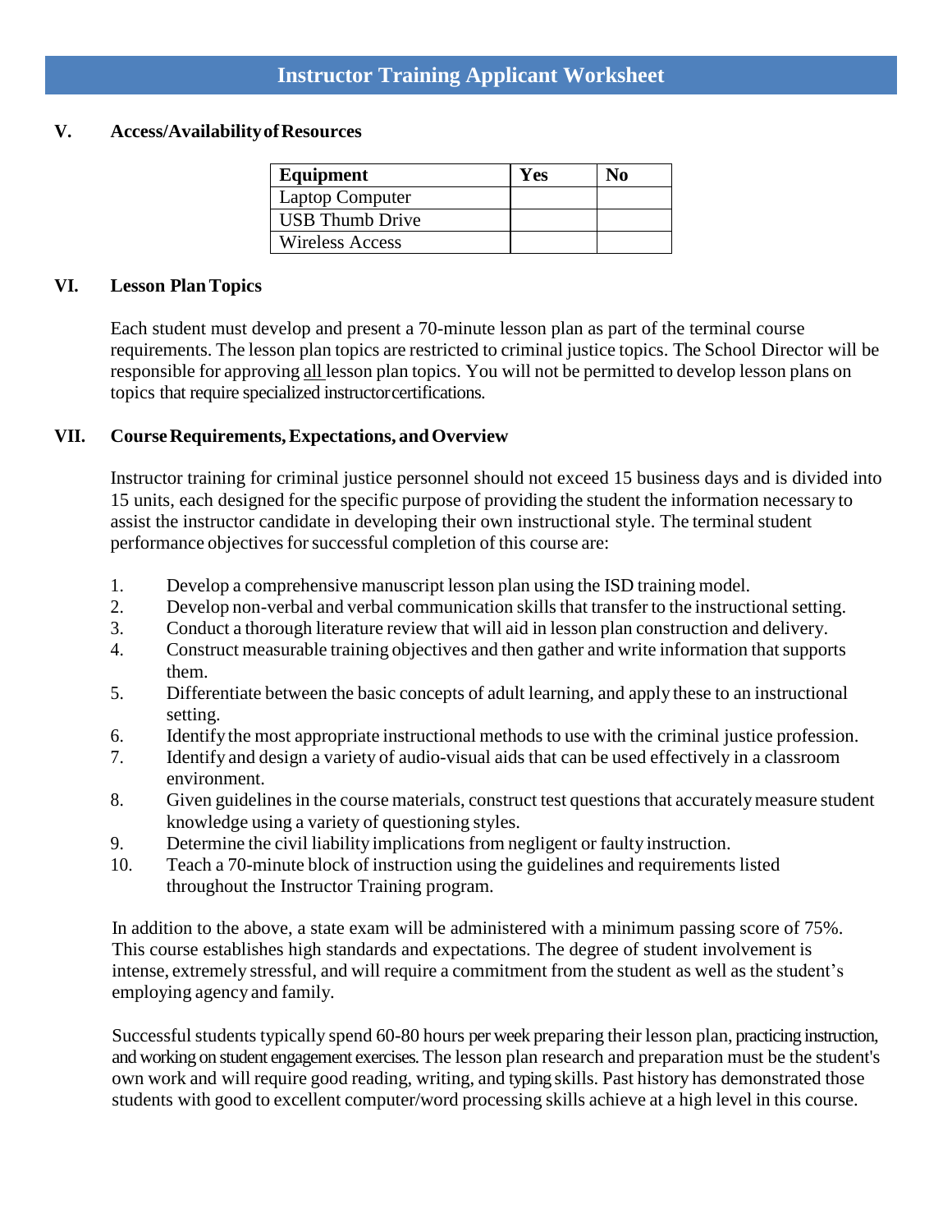# Instructor Training Applicant Worksheet

## V. Access/Availability of Resources

| Equipment | Yes | No |
|---|---|---|
| Laptop Computer | | |
| USB Thumb Drive | | |
| Wireless Access | | |

## VI. Lesson Plan Topics

Each student must develop and present a 70-minute lesson plan as part of the terminal course requirements. The lesson plan topics are restricted to criminal justice topics. The School Director will be responsible for approving all lesson plan topics. You will not be permitted to develop lesson plans on topics that require specialized instructor certifications.

## VII. Course Requirements, Expectations, and Overview

Instructor training for criminal justice personnel should not exceed 15 business days and is divided into 15 units, each designed for the specific purpose of providing the student the information necessary to assist the instructor candidate in developing their own instructional style. The terminal student performance objectives for successful completion of this course are:

1. Develop a comprehensive manuscript lesson plan using the ISD training model.
2. Develop non-verbal and verbal communication skills that transfer to the instructional setting.
3. Conduct a thorough literature review that will aid in lesson plan construction and delivery.
4. Construct measurable training objectives and then gather and write information that supports them.
5. Differentiate between the basic concepts of adult learning, and apply these to an instructional setting.
6. Identify the most appropriate instructional methods to use with the criminal justice profession.
7. Identify and design a variety of audio-visual aids that can be used effectively in a classroom environment.
8. Given guidelines in the course materials, construct test questions that accurately measure student knowledge using a variety of questioning styles.
9. Determine the civil liability implications from negligent or faulty instruction.
10. Teach a 70-minute block of instruction using the guidelines and requirements listed throughout the Instructor Training program.

In addition to the above, a state exam will be administered with a minimum passing score of 75%. This course establishes high standards and expectations. The degree of student involvement is intense, extremely stressful, and will require a commitment from the student as well as the student's employing agency and family.

Successful students typically spend 60-80 hours per week preparing their lesson plan, practicing instruction, and working on student engagement exercises. The lesson plan research and preparation must be the student's own work and will require good reading, writing, and typing skills. Past history has demonstrated those students with good to excellent computer/word processing skills achieve at a high level in this course.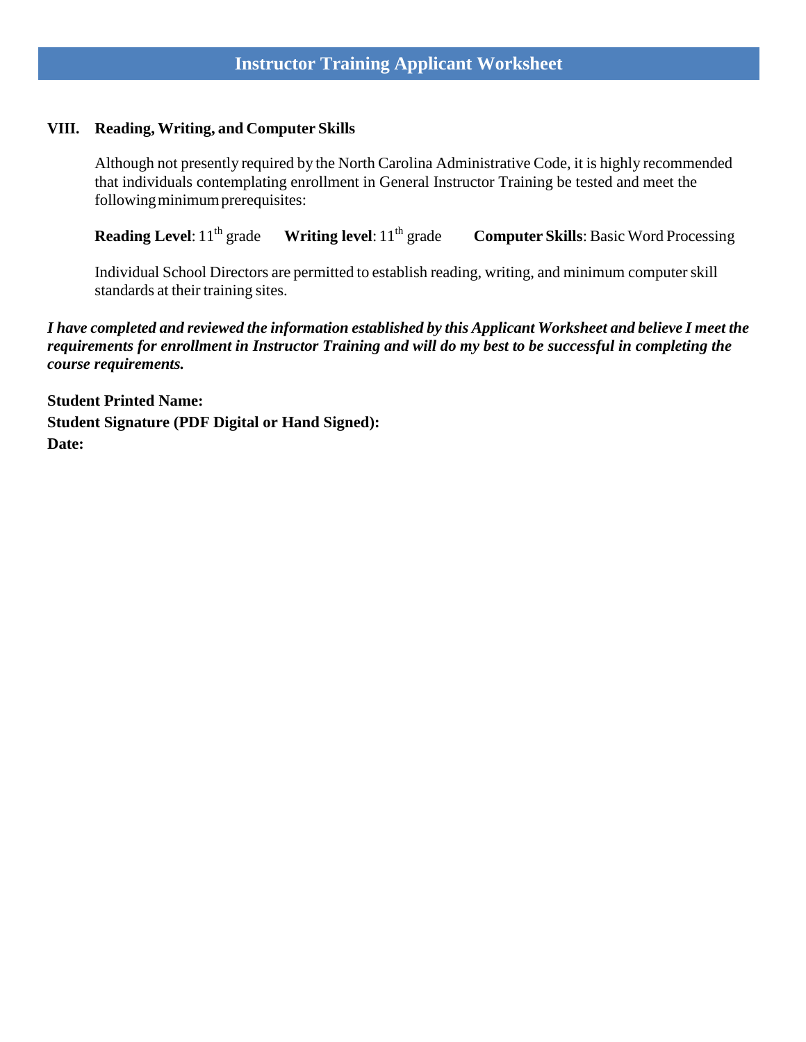# Instructor Training Applicant Worksheet

## VIII. Reading, Writing, and Computer Skills

Although not presently required by the North Carolina Administrative Code, it is highly recommended that individuals contemplating enrollment in General Instructor Training be tested and meet the following minimum prerequisites:

**Reading Level**: 11$^{th}$ grade **Writing level**: 11$^{th}$ grade **Computer Skills**: Basic Word Processing

Individual School Directors are permitted to establish reading, writing, and minimum computer skill standards at their training sites.

***I have completed and reviewed the information established by this Applicant Worksheet and believe I meet the requirements for enrollment in Instructor Training and will do my best to be successful in completing the course requirements.***

**Student Printed Name:**

**Student Signature (PDF Digital or Hand Signed):**

**Date:**